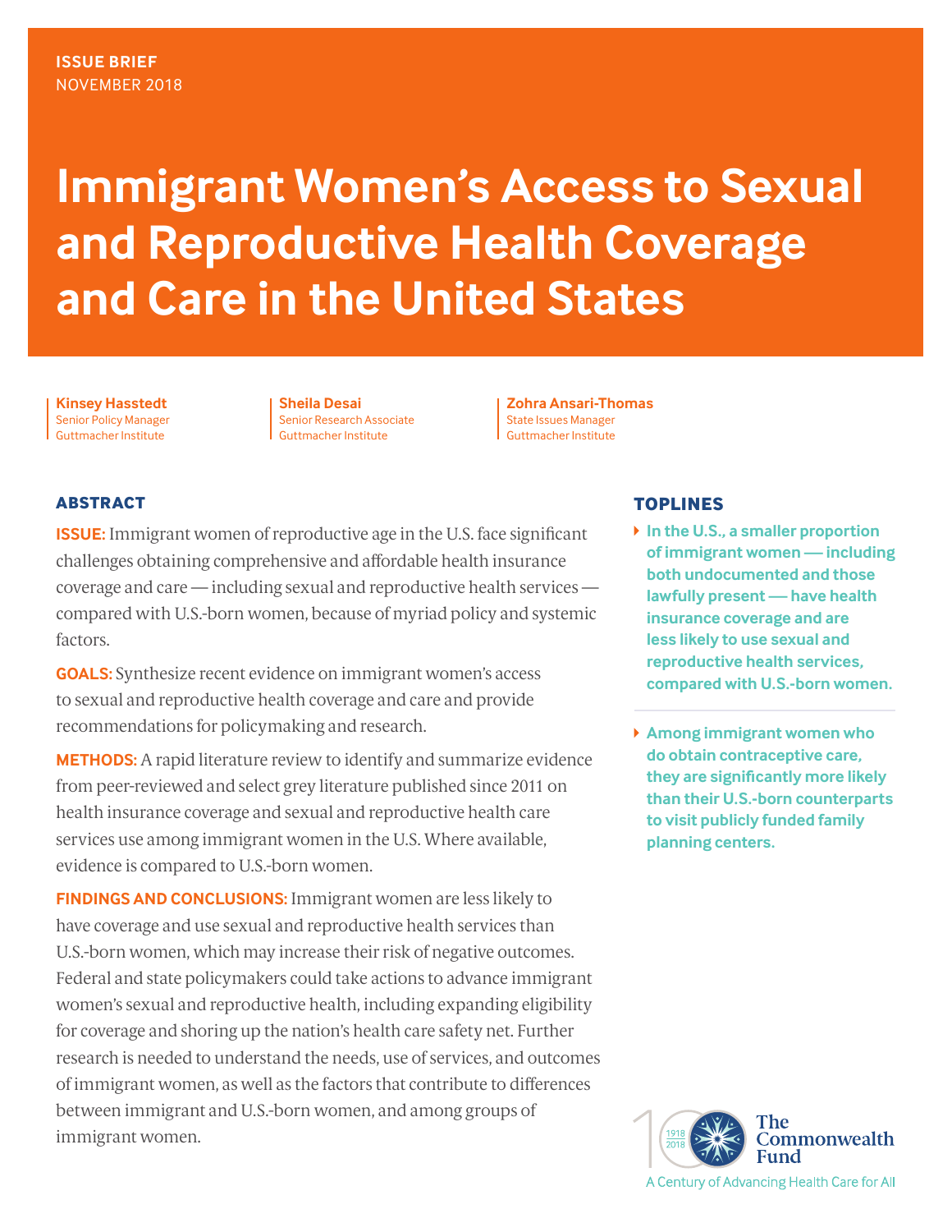ISSUE BRIEF
NOVEMBER 2018

# Immigrant Women's Access to Sexual and Reproductive Health Coverage and Care in the United States

**Kinsey Hasstedt**
Senior Policy Manager
Guttmacher Institute

**Sheila Desai**
Senior Research Associate
Guttmacher Institute

**Zohra Ansari-Thomas**
State Issues Manager
Guttmacher Institute

## ABSTRACT

**ISSUE:** Immigrant women of reproductive age in the U.S. face significant challenges obtaining comprehensive and affordable health insurance coverage and care — including sexual and reproductive health services — compared with U.S.-born women, because of myriad policy and systemic factors.

**GOALS:** Synthesize recent evidence on immigrant women's access to sexual and reproductive health coverage and care and provide recommendations for policymaking and research.

**METHODS:** A rapid literature review to identify and summarize evidence from peer-reviewed and select grey literature published since 2011 on health insurance coverage and sexual and reproductive health care services use among immigrant women in the U.S. Where available, evidence is compared to U.S.-born women.

**FINDINGS AND CONCLUSIONS:** Immigrant women are less likely to have coverage and use sexual and reproductive health services than U.S.-born women, which may increase their risk of negative outcomes. Federal and state policymakers could take actions to advance immigrant women's sexual and reproductive health, including expanding eligibility for coverage and shoring up the nation's health care safety net. Further research is needed to understand the needs, use of services, and outcomes of immigrant women, as well as the factors that contribute to differences between immigrant and U.S.-born women, and among groups of immigrant women.

## TOPLINES

- **In the U.S., a smaller proportion of immigrant women — including both undocumented and those lawfully present — have health insurance coverage and are less likely to use sexual and reproductive health services, compared with U.S.-born women.**
- **Among immigrant women who do obtain contraceptive care, they are significantly more likely than their U.S.-born counterparts to visit publicly funded family planning centers.**

The Commonwealth Fund
A Century of Advancing Health Care for All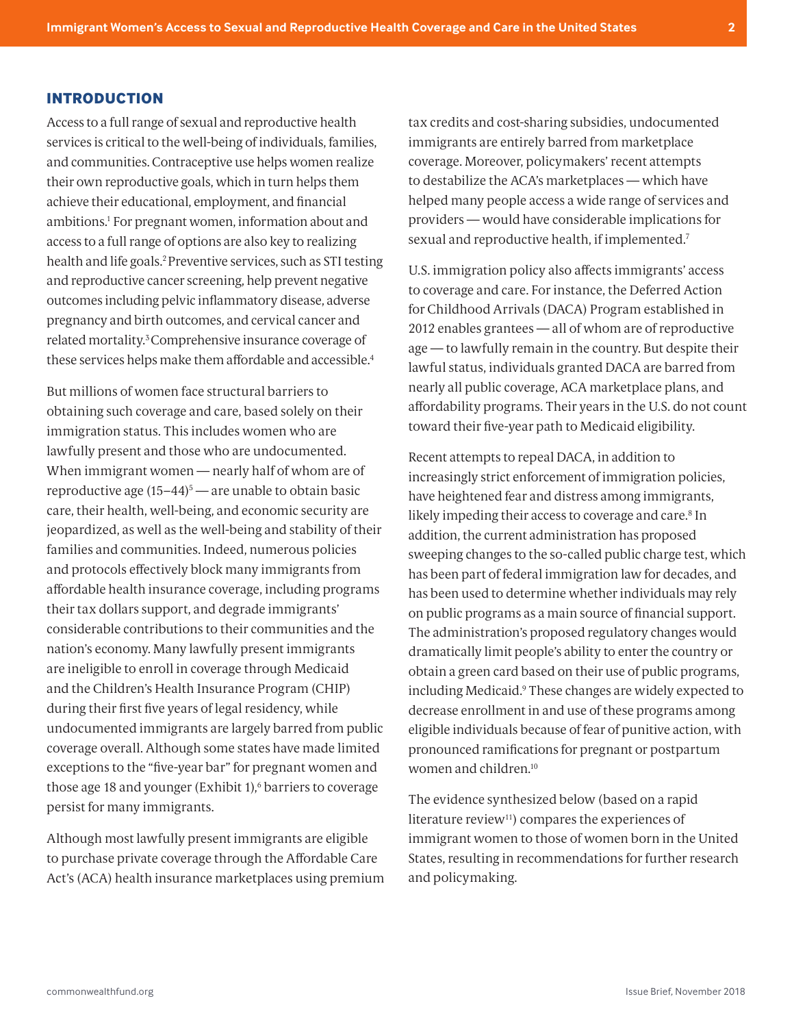## INTRODUCTION

Access to a full range of sexual and reproductive health services is critical to the well-being of individuals, families, and communities. Contraceptive use helps women realize their own reproductive goals, which in turn helps them achieve their educational, employment, and financial ambitions.[1] For pregnant women, information about and access to a full range of options are also key to realizing health and life goals.[2] Preventive services, such as STI testing and reproductive cancer screening, help prevent negative outcomes including pelvic inflammatory disease, adverse pregnancy and birth outcomes, and cervical cancer and related mortality.[3] Comprehensive insurance coverage of these services helps make them affordable and accessible.[4]

But millions of women face structural barriers to obtaining such coverage and care, based solely on their immigration status. This includes women who are lawfully present and those who are undocumented. When immigrant women — nearly half of whom are of reproductive age (15–44)[5] — are unable to obtain basic care, their health, well-being, and economic security are jeopardized, as well as the well-being and stability of their families and communities. Indeed, numerous policies and protocols effectively block many immigrants from affordable health insurance coverage, including programs their tax dollars support, and degrade immigrants' considerable contributions to their communities and the nation's economy. Many lawfully present immigrants are ineligible to enroll in coverage through Medicaid and the Children's Health Insurance Program (CHIP) during their first five years of legal residency, while undocumented immigrants are largely barred from public coverage overall. Although some states have made limited exceptions to the "five-year bar" for pregnant women and those age 18 and younger (Exhibit 1),[6] barriers to coverage persist for many immigrants.

Although most lawfully present immigrants are eligible to purchase private coverage through the Affordable Care Act's (ACA) health insurance marketplaces using premium tax credits and cost-sharing subsidies, undocumented immigrants are entirely barred from marketplace coverage. Moreover, policymakers' recent attempts to destabilize the ACA's marketplaces — which have helped many people access a wide range of services and providers — would have considerable implications for sexual and reproductive health, if implemented.[7]

U.S. immigration policy also affects immigrants' access to coverage and care. For instance, the Deferred Action for Childhood Arrivals (DACA) Program established in 2012 enables grantees — all of whom are of reproductive age — to lawfully remain in the country. But despite their lawful status, individuals granted DACA are barred from nearly all public coverage, ACA marketplace plans, and affordability programs. Their years in the U.S. do not count toward their five-year path to Medicaid eligibility.

Recent attempts to repeal DACA, in addition to increasingly strict enforcement of immigration policies, have heightened fear and distress among immigrants, likely impeding their access to coverage and care.[8] In addition, the current administration has proposed sweeping changes to the so-called public charge test, which has been part of federal immigration law for decades, and has been used to determine whether individuals may rely on public programs as a main source of financial support. The administration's proposed regulatory changes would dramatically limit people's ability to enter the country or obtain a green card based on their use of public programs, including Medicaid.[9] These changes are widely expected to decrease enrollment in and use of these programs among eligible individuals because of fear of punitive action, with pronounced ramifications for pregnant or postpartum women and children.[10]

The evidence synthesized below (based on a rapid literature review[11]) compares the experiences of immigrant women to those of women born in the United States, resulting in recommendations for further research and policymaking.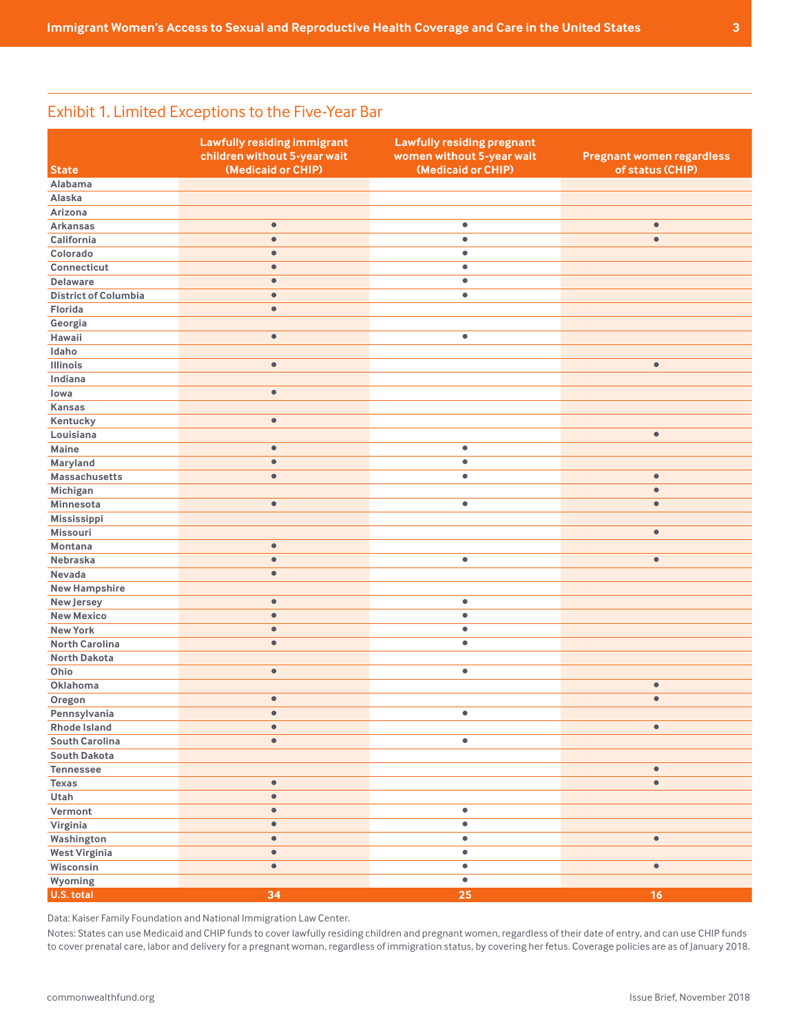## Exhibit 1. Limited Exceptions to the Five-Year Bar

| State | Lawfully residing immigrant children without 5-year wait (Medicaid or CHIP) | Lawfully residing pregnant women without 5-year wait (Medicaid or CHIP) | Pregnant women regardless of status (CHIP) |
|---|---|---|---|
| Alabama | | | |
| Alaska | | | |
| Arizona | | | |
| Arkansas | ● | ● | ● |
| California | ● | ● | ● |
| Colorado | ● | ● | |
| Connecticut | ● | ● | |
| Delaware | ● | ● | |
| District of Columbia | ● | ● | |
| Florida | ● | | |
| Georgia | | | |
| Hawaii | ● | ● | |
| Idaho | | | |
| Illinois | ● | | ● |
| Indiana | | | |
| Iowa | ● | | |
| Kansas | | | |
| Kentucky | ● | | |
| Louisiana | | | ● |
| Maine | ● | ● | |
| Maryland | ● | ● | |
| Massachusetts | ● | ● | ● |
| Michigan | | | ● |
| Minnesota | ● | ● | ● |
| Mississippi | | | |
| Missouri | | | ● |
| Montana | ● | | |
| Nebraska | ● | ● | ● |
| Nevada | ● | | |
| New Hampshire | | | |
| New Jersey | ● | ● | |
| New Mexico | ● | ● | |
| New York | ● | ● | |
| North Carolina | ● | ● | |
| North Dakota | | | |
| Ohio | ● | ● | |
| Oklahoma | | | ● |
| Oregon | ● | | ● |
| Pennsylvania | ● | ● | |
| Rhode Island | ● | | ● |
| South Carolina | ● | ● | |
| South Dakota | | | |
| Tennessee | | | ● |
| Texas | ● | | ● |
| Utah | ● | | |
| Vermont | ● | ● | |
| Virginia | ● | ● | |
| Washington | ● | ● | ● |
| West Virginia | ● | ● | |
| Wisconsin | ● | ● | ● |
| Wyoming | | ● | |
| **U.S. total** | **34** | **25** | **16** |

Data: Kaiser Family Foundation and National Immigration Law Center.

Notes: States can use Medicaid and CHIP funds to cover lawfully residing children and pregnant women, regardless of their date of entry, and can use CHIP funds to cover prenatal care, labor and delivery for a pregnant woman, regardless of immigration status, by covering her fetus. Coverage policies are as of January 2018.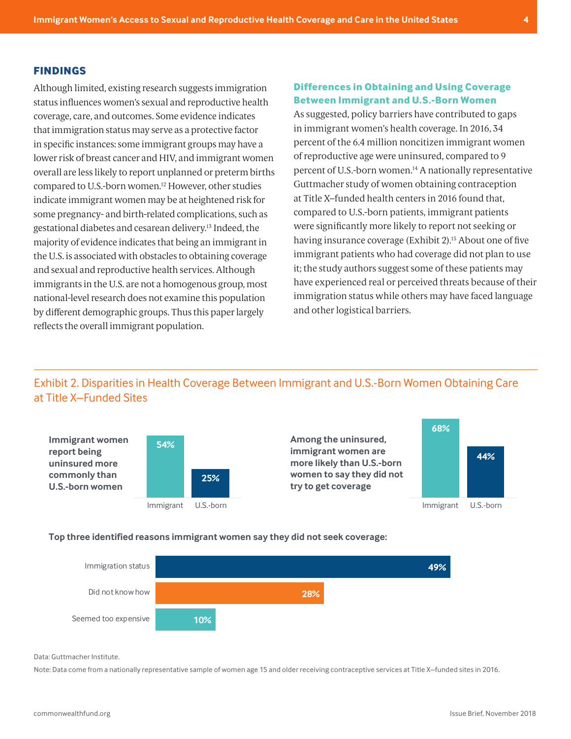## FINDINGS

Although limited, existing research suggests immigration status influences women's sexual and reproductive health coverage, care, and outcomes. Some evidence indicates that immigration status may serve as a protective factor in specific instances: some immigrant groups may have a lower risk of breast cancer and HIV, and immigrant women overall are less likely to report unplanned or preterm births compared to U.S.-born women.[12] However, other studies indicate immigrant women may be at heightened risk for some pregnancy- and birth-related complications, such as gestational diabetes and cesarean delivery.[13] Indeed, the majority of evidence indicates that being an immigrant in the U.S. is associated with obstacles to obtaining coverage and sexual and reproductive health services. Although immigrants in the U.S. are not a homogenous group, most national-level research does not examine this population by different demographic groups. Thus this paper largely reflects the overall immigrant population.

### Differences in Obtaining and Using Coverage Between Immigrant and U.S.-Born Women

As suggested, policy barriers have contributed to gaps in immigrant women's health coverage. In 2016, 34 percent of the 6.4 million noncitizen immigrant women of reproductive age were uninsured, compared to 9 percent of U.S.-born women.[14] A nationally representative Guttmacher study of women obtaining contraception at Title X–funded health centers in 2016 found that, compared to U.S.-born patients, immigrant patients were significantly more likely to report not seeking or having insurance coverage (Exhibit 2).[15] About one of five immigrant patients who had coverage did not plan to use it; the study authors suggest some of these patients may have experienced real or perceived threats because of their immigration status while others may have faced language and other logistical barriers.

Exhibit 2. Disparities in Health Coverage Between Immigrant and U.S.-Born Women Obtaining Care at Title X–Funded Sites

**Immigrant women report being uninsured more commonly than U.S.-born women**

| Immigrant | U.S.-born |
|---|---|
| 54% | 25% |

**Among the uninsured, immigrant women are more likely than U.S.-born women to say they did not try to get coverage**

| Immigrant | U.S.-born |
|---|---|
| 68% | 44% |

**Top three identified reasons immigrant women say they did not seek coverage:**

| Reason | Percent |
|---|---|
| Immigration status | 49% |
| Did not know how | 28% |
| Seemed too expensive | 10% |

Data: Guttmacher Institute.

Note: Data come from a nationally representative sample of women age 15 and older receiving contraceptive services at Title X–funded sites in 2016.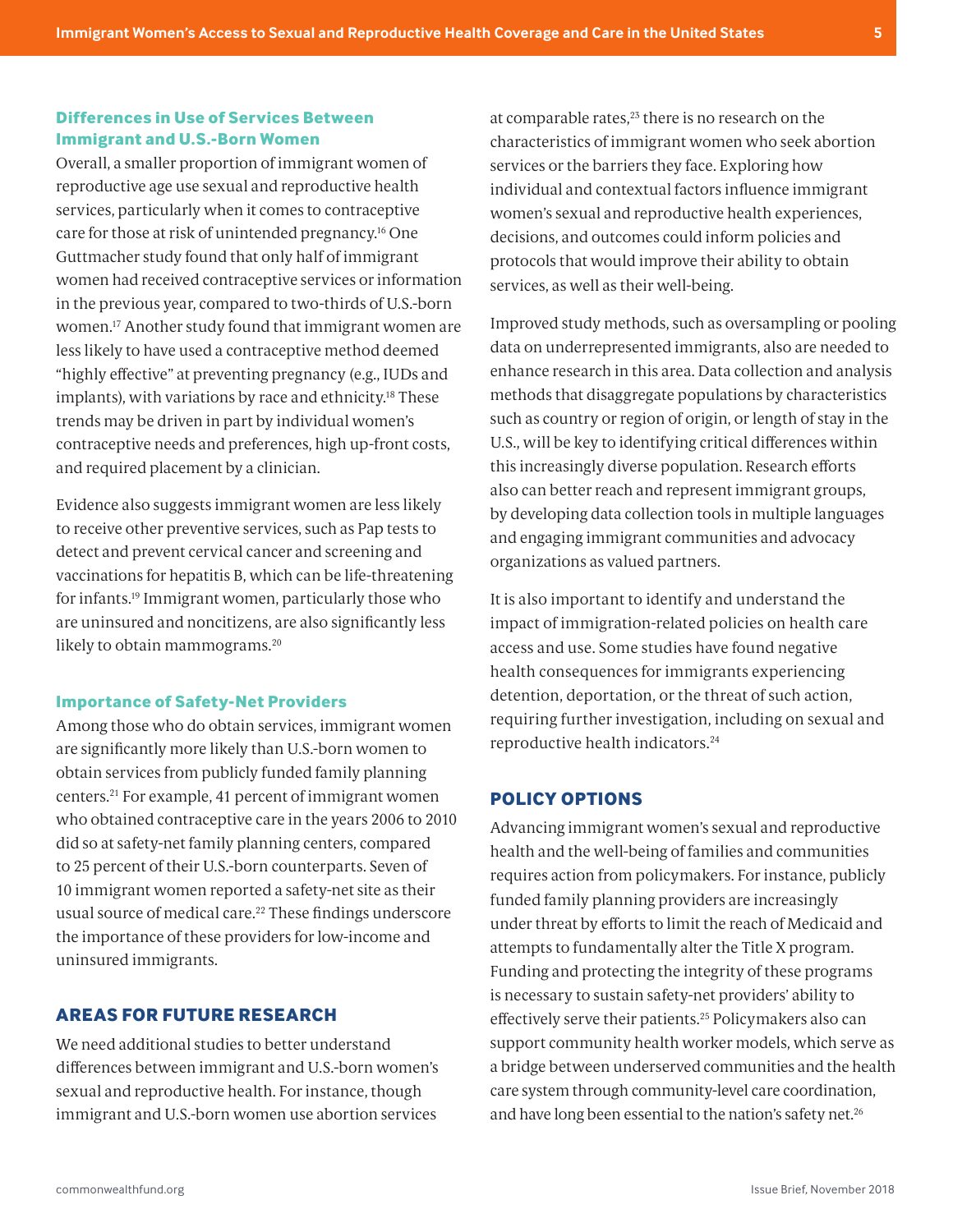### Differences in Use of Services Between Immigrant and U.S.-Born Women

Overall, a smaller proportion of immigrant women of reproductive age use sexual and reproductive health services, particularly when it comes to contraceptive care for those at risk of unintended pregnancy.[16] One Guttmacher study found that only half of immigrant women had received contraceptive services or information in the previous year, compared to two-thirds of U.S.-born women.[17] Another study found that immigrant women are less likely to have used a contraceptive method deemed "highly effective" at preventing pregnancy (e.g., IUDs and implants), with variations by race and ethnicity.[18] These trends may be driven in part by individual women's contraceptive needs and preferences, high up-front costs, and required placement by a clinician.

Evidence also suggests immigrant women are less likely to receive other preventive services, such as Pap tests to detect and prevent cervical cancer and screening and vaccinations for hepatitis B, which can be life-threatening for infants.[19] Immigrant women, particularly those who are uninsured and noncitizens, are also significantly less likely to obtain mammograms.[20]

### Importance of Safety-Net Providers

Among those who do obtain services, immigrant women are significantly more likely than U.S.-born women to obtain services from publicly funded family planning centers.[21] For example, 41 percent of immigrant women who obtained contraceptive care in the years 2006 to 2010 did so at safety-net family planning centers, compared to 25 percent of their U.S.-born counterparts. Seven of 10 immigrant women reported a safety-net site as their usual source of medical care.[22] These findings underscore the importance of these providers for low-income and uninsured immigrants.

## AREAS FOR FUTURE RESEARCH

We need additional studies to better understand differences between immigrant and U.S.-born women's sexual and reproductive health. For instance, though immigrant and U.S.-born women use abortion services at comparable rates,[23] there is no research on the characteristics of immigrant women who seek abortion services or the barriers they face. Exploring how individual and contextual factors influence immigrant women's sexual and reproductive health experiences, decisions, and outcomes could inform policies and protocols that would improve their ability to obtain services, as well as their well-being.

Improved study methods, such as oversampling or pooling data on underrepresented immigrants, also are needed to enhance research in this area. Data collection and analysis methods that disaggregate populations by characteristics such as country or region of origin, or length of stay in the U.S., will be key to identifying critical differences within this increasingly diverse population. Research efforts also can better reach and represent immigrant groups, by developing data collection tools in multiple languages and engaging immigrant communities and advocacy organizations as valued partners.

It is also important to identify and understand the impact of immigration-related policies on health care access and use. Some studies have found negative health consequences for immigrants experiencing detention, deportation, or the threat of such action, requiring further investigation, including on sexual and reproductive health indicators.[24]

## POLICY OPTIONS

Advancing immigrant women's sexual and reproductive health and the well-being of families and communities requires action from policymakers. For instance, publicly funded family planning providers are increasingly under threat by efforts to limit the reach of Medicaid and attempts to fundamentally alter the Title X program. Funding and protecting the integrity of these programs is necessary to sustain safety-net providers' ability to effectively serve their patients.[25] Policymakers also can support community health worker models, which serve as a bridge between underserved communities and the health care system through community-level care coordination, and have long been essential to the nation's safety net.[26]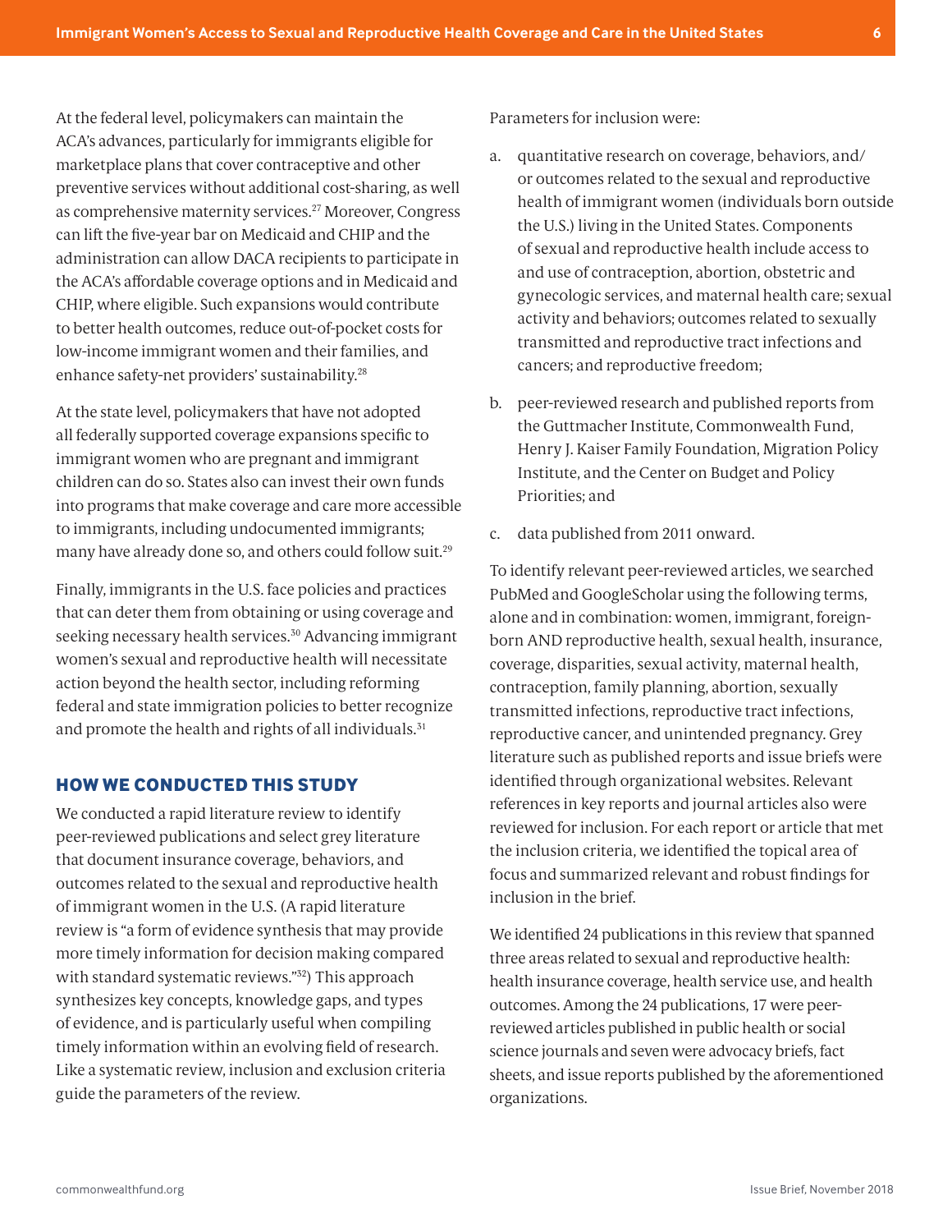At the federal level, policymakers can maintain the ACA's advances, particularly for immigrants eligible for marketplace plans that cover contraceptive and other preventive services without additional cost-sharing, as well as comprehensive maternity services.[27] Moreover, Congress can lift the five-year bar on Medicaid and CHIP and the administration can allow DACA recipients to participate in the ACA's affordable coverage options and in Medicaid and CHIP, where eligible. Such expansions would contribute to better health outcomes, reduce out-of-pocket costs for low-income immigrant women and their families, and enhance safety-net providers' sustainability.[28]

At the state level, policymakers that have not adopted all federally supported coverage expansions specific to immigrant women who are pregnant and immigrant children can do so. States also can invest their own funds into programs that make coverage and care more accessible to immigrants, including undocumented immigrants; many have already done so, and others could follow suit.[29]

Finally, immigrants in the U.S. face policies and practices that can deter them from obtaining or using coverage and seeking necessary health services.[30] Advancing immigrant women's sexual and reproductive health will necessitate action beyond the health sector, including reforming federal and state immigration policies to better recognize and promote the health and rights of all individuals.[31]

## HOW WE CONDUCTED THIS STUDY

We conducted a rapid literature review to identify peer-reviewed publications and select grey literature that document insurance coverage, behaviors, and outcomes related to the sexual and reproductive health of immigrant women in the U.S. (A rapid literature review is "a form of evidence synthesis that may provide more timely information for decision making compared with standard systematic reviews."[32]) This approach synthesizes key concepts, knowledge gaps, and types of evidence, and is particularly useful when compiling timely information within an evolving field of research. Like a systematic review, inclusion and exclusion criteria guide the parameters of the review.

Parameters for inclusion were:

a. quantitative research on coverage, behaviors, and/or outcomes related to the sexual and reproductive health of immigrant women (individuals born outside the U.S.) living in the United States. Components of sexual and reproductive health include access to and use of contraception, abortion, obstetric and gynecologic services, and maternal health care; sexual activity and behaviors; outcomes related to sexually transmitted and reproductive tract infections and cancers; and reproductive freedom;

b. peer-reviewed research and published reports from the Guttmacher Institute, Commonwealth Fund, Henry J. Kaiser Family Foundation, Migration Policy Institute, and the Center on Budget and Policy Priorities; and

c. data published from 2011 onward.

To identify relevant peer-reviewed articles, we searched PubMed and GoogleScholar using the following terms, alone and in combination: women, immigrant, foreign-born AND reproductive health, sexual health, insurance, coverage, disparities, sexual activity, maternal health, contraception, family planning, abortion, sexually transmitted infections, reproductive tract infections, reproductive cancer, and unintended pregnancy. Grey literature such as published reports and issue briefs were identified through organizational websites. Relevant references in key reports and journal articles also were reviewed for inclusion. For each report or article that met the inclusion criteria, we identified the topical area of focus and summarized relevant and robust findings for inclusion in the brief.

We identified 24 publications in this review that spanned three areas related to sexual and reproductive health: health insurance coverage, health service use, and health outcomes. Among the 24 publications, 17 were peer-reviewed articles published in public health or social science journals and seven were advocacy briefs, fact sheets, and issue reports published by the aforementioned organizations.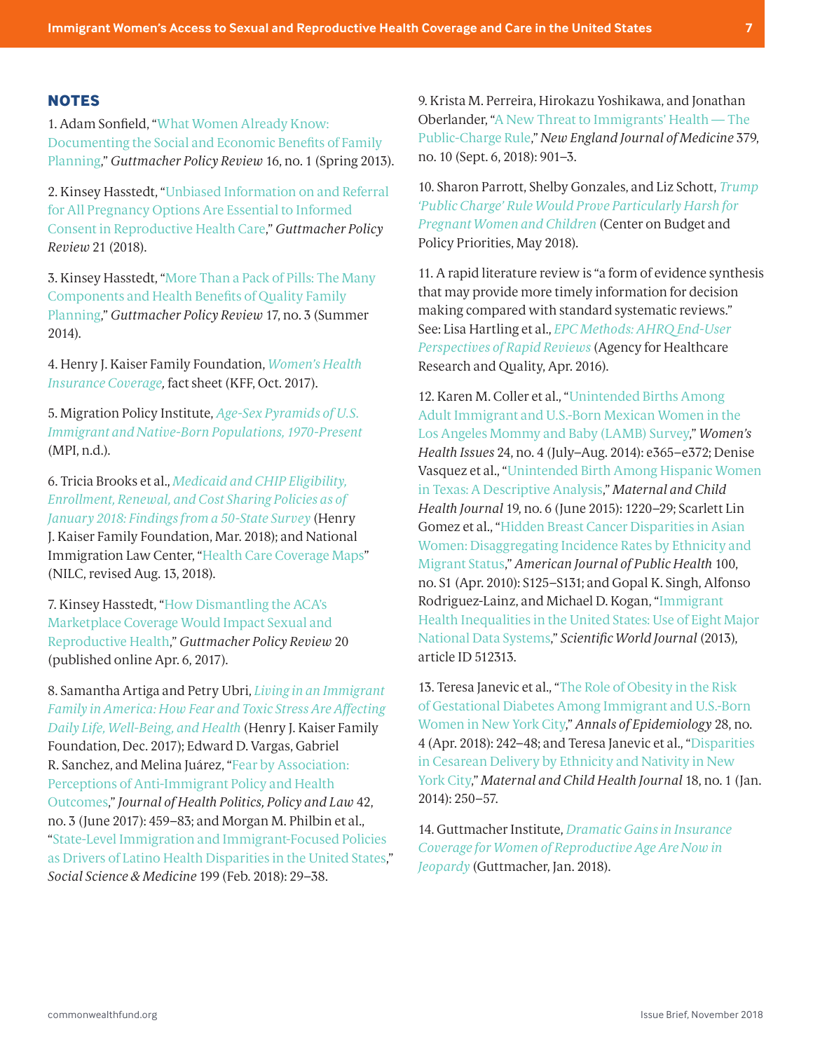## NOTES

1. Adam Sonfield, "What Women Already Know: Documenting the Social and Economic Benefits of Family Planning," *Guttmacher Policy Review* 16, no. 1 (Spring 2013).

2. Kinsey Hasstedt, "Unbiased Information on and Referral for All Pregnancy Options Are Essential to Informed Consent in Reproductive Health Care," *Guttmacher Policy Review* 21 (2018).

3. Kinsey Hasstedt, "More Than a Pack of Pills: The Many Components and Health Benefits of Quality Family Planning," *Guttmacher Policy Review* 17, no. 3 (Summer 2014).

4. Henry J. Kaiser Family Foundation, *Women's Health Insurance Coverage,* fact sheet (KFF, Oct. 2017).

5. Migration Policy Institute, *Age-Sex Pyramids of U.S. Immigrant and Native-Born Populations, 1970-Present* (MPI, n.d.).

6. Tricia Brooks et al., *Medicaid and CHIP Eligibility, Enrollment, Renewal, and Cost Sharing Policies as of January 2018: Findings from a 50-State Survey* (Henry J. Kaiser Family Foundation, Mar. 2018); and National Immigration Law Center, "Health Care Coverage Maps" (NILC, revised Aug. 13, 2018).

7. Kinsey Hasstedt, "How Dismantling the ACA's Marketplace Coverage Would Impact Sexual and Reproductive Health," *Guttmacher Policy Review* 20 (published online Apr. 6, 2017).

8. Samantha Artiga and Petry Ubri, *Living in an Immigrant Family in America: How Fear and Toxic Stress Are Affecting Daily Life, Well-Being, and Health* (Henry J. Kaiser Family Foundation, Dec. 2017); Edward D. Vargas, Gabriel R. Sanchez, and Melina Juárez, "Fear by Association: Perceptions of Anti-Immigrant Policy and Health Outcomes," *Journal of Health Politics, Policy and Law* 42, no. 3 (June 2017): 459–83; and Morgan M. Philbin et al., "State-Level Immigration and Immigrant-Focused Policies as Drivers of Latino Health Disparities in the United States," *Social Science & Medicine* 199 (Feb. 2018): 29–38.

9. Krista M. Perreira, Hirokazu Yoshikawa, and Jonathan Oberlander, "A New Threat to Immigrants' Health — The Public-Charge Rule," *New England Journal of Medicine* 379, no. 10 (Sept. 6, 2018): 901–3.

10. Sharon Parrott, Shelby Gonzales, and Liz Schott, *Trump 'Public Charge' Rule Would Prove Particularly Harsh for Pregnant Women and Children* (Center on Budget and Policy Priorities, May 2018).

11. A rapid literature review is "a form of evidence synthesis that may provide more timely information for decision making compared with standard systematic reviews." See: Lisa Hartling et al., *EPC Methods: AHRQ End-User Perspectives of Rapid Reviews* (Agency for Healthcare Research and Quality, Apr. 2016).

12. Karen M. Coller et al., "Unintended Births Among Adult Immigrant and U.S.-Born Mexican Women in the Los Angeles Mommy and Baby (LAMB) Survey," *Women's Health Issues* 24, no. 4 (July–Aug. 2014): e365–e372; Denise Vasquez et al., "Unintended Birth Among Hispanic Women in Texas: A Descriptive Analysis," *Maternal and Child Health Journal* 19, no. 6 (June 2015): 1220–29; Scarlett Lin Gomez et al., "Hidden Breast Cancer Disparities in Asian Women: Disaggregating Incidence Rates by Ethnicity and Migrant Status," *American Journal of Public Health* 100, no. S1 (Apr. 2010): S125–S131; and Gopal K. Singh, Alfonso Rodriguez-Lainz, and Michael D. Kogan, "Immigrant Health Inequalities in the United States: Use of Eight Major National Data Systems," *Scientific World Journal* (2013), article ID 512313.

13. Teresa Janevic et al., "The Role of Obesity in the Risk of Gestational Diabetes Among Immigrant and U.S.-Born Women in New York City," *Annals of Epidemiology* 28, no. 4 (Apr. 2018): 242–48; and Teresa Janevic et al., "Disparities in Cesarean Delivery by Ethnicity and Nativity in New York City," *Maternal and Child Health Journal* 18, no. 1 (Jan. 2014): 250–57.

14. Guttmacher Institute, *Dramatic Gains in Insurance Coverage for Women of Reproductive Age Are Now in Jeopardy* (Guttmacher, Jan. 2018).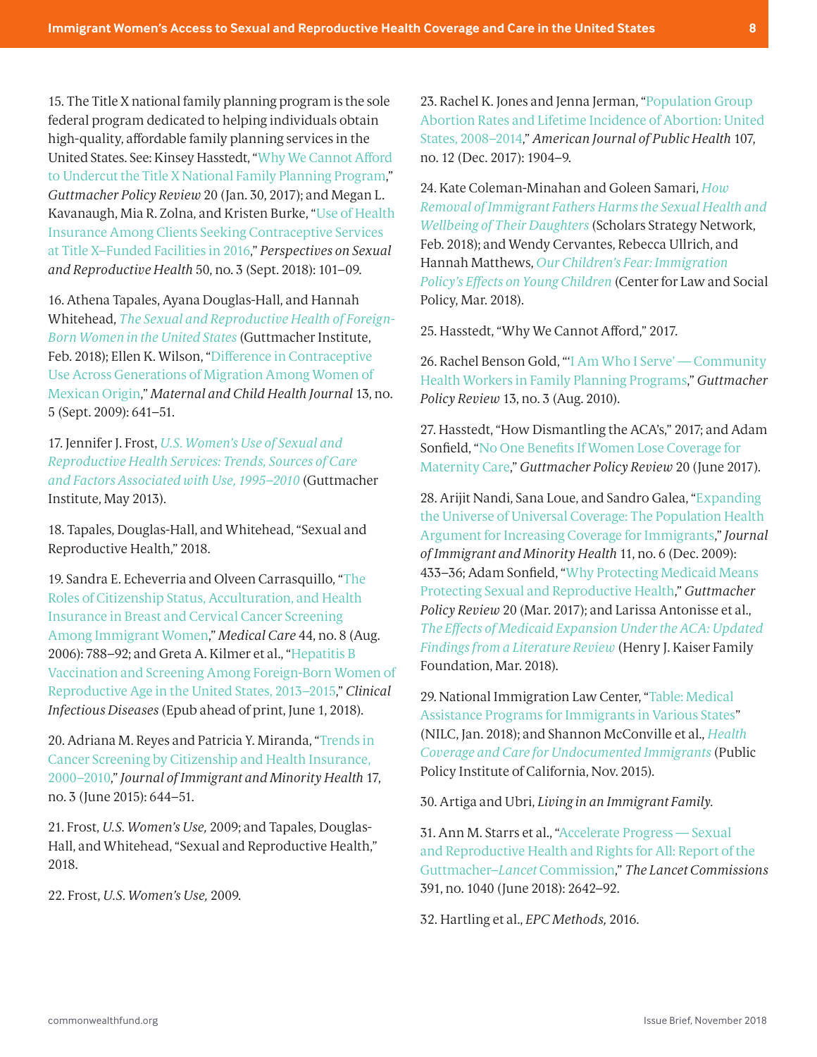15. The Title X national family planning program is the sole federal program dedicated to helping individuals obtain high-quality, affordable family planning services in the United States. See: Kinsey Hasstedt, "Why We Cannot Afford to Undercut the Title X National Family Planning Program," *Guttmacher Policy Review* 20 (Jan. 30, 2017); and Megan L. Kavanaugh, Mia R. Zolna, and Kristen Burke, "Use of Health Insurance Among Clients Seeking Contraceptive Services at Title X–Funded Facilities in 2016," *Perspectives on Sexual and Reproductive Health* 50, no. 3 (Sept. 2018): 101–09.

16. Athena Tapales, Ayana Douglas-Hall, and Hannah Whitehead, *The Sexual and Reproductive Health of Foreign-Born Women in the United States* (Guttmacher Institute, Feb. 2018); Ellen K. Wilson, "Difference in Contraceptive Use Across Generations of Migration Among Women of Mexican Origin," *Maternal and Child Health Journal* 13, no. 5 (Sept. 2009): 641–51.

17. Jennifer J. Frost, *U.S. Women's Use of Sexual and Reproductive Health Services: Trends, Sources of Care and Factors Associated with Use, 1995–2010* (Guttmacher Institute, May 2013).

18. Tapales, Douglas-Hall, and Whitehead, "Sexual and Reproductive Health," 2018.

19. Sandra E. Echeverria and Olveen Carrasquillo, "The Roles of Citizenship Status, Acculturation, and Health Insurance in Breast and Cervical Cancer Screening Among Immigrant Women," *Medical Care* 44, no. 8 (Aug. 2006): 788–92; and Greta A. Kilmer et al., "Hepatitis B Vaccination and Screening Among Foreign-Born Women of Reproductive Age in the United States, 2013–2015," *Clinical Infectious Diseases* (Epub ahead of print, June 1, 2018).

20. Adriana M. Reyes and Patricia Y. Miranda, "Trends in Cancer Screening by Citizenship and Health Insurance, 2000–2010," *Journal of Immigrant and Minority Health* 17, no. 3 (June 2015): 644–51.

21. Frost, *U.S. Women's Use,* 2009; and Tapales, Douglas-Hall, and Whitehead, "Sexual and Reproductive Health," 2018.

22. Frost, *U.S. Women's Use,* 2009.

23. Rachel K. Jones and Jenna Jerman, "Population Group Abortion Rates and Lifetime Incidence of Abortion: United States, 2008–2014," *American Journal of Public Health* 107, no. 12 (Dec. 2017): 1904–9.

24. Kate Coleman-Minahan and Goleen Samari, *How Removal of Immigrant Fathers Harms the Sexual Health and Wellbeing of Their Daughters* (Scholars Strategy Network, Feb. 2018); and Wendy Cervantes, Rebecca Ullrich, and Hannah Matthews, *Our Children's Fear: Immigration Policy's Effects on Young Children* (Center for Law and Social Policy, Mar. 2018).

25. Hasstedt, "Why We Cannot Afford," 2017.

26. Rachel Benson Gold, "'I Am Who I Serve' — Community Health Workers in Family Planning Programs," *Guttmacher Policy Review* 13, no. 3 (Aug. 2010).

27. Hasstedt, "How Dismantling the ACA's," 2017; and Adam Sonfield, "No One Benefits If Women Lose Coverage for Maternity Care," *Guttmacher Policy Review* 20 (June 2017).

28. Arijit Nandi, Sana Loue, and Sandro Galea, "Expanding the Universe of Universal Coverage: The Population Health Argument for Increasing Coverage for Immigrants," *Journal of Immigrant and Minority Health* 11, no. 6 (Dec. 2009): 433–36; Adam Sonfield, "Why Protecting Medicaid Means Protecting Sexual and Reproductive Health," *Guttmacher Policy Review* 20 (Mar. 2017); and Larissa Antonisse et al., *The Effects of Medicaid Expansion Under the ACA: Updated Findings from a Literature Review* (Henry J. Kaiser Family Foundation, Mar. 2018).

29. National Immigration Law Center, "Table: Medical Assistance Programs for Immigrants in Various States" (NILC, Jan. 2018); and Shannon McConville et al., *Health Coverage and Care for Undocumented Immigrants* (Public Policy Institute of California, Nov. 2015).

30. Artiga and Ubri, *Living in an Immigrant Family.*

31. Ann M. Starrs et al., "Accelerate Progress — Sexual and Reproductive Health and Rights for All: Report of the Guttmacher–*Lancet* Commission," *The Lancet Commissions* 391, no. 1040 (June 2018): 2642–92.

32. Hartling et al., *EPC Methods,* 2016.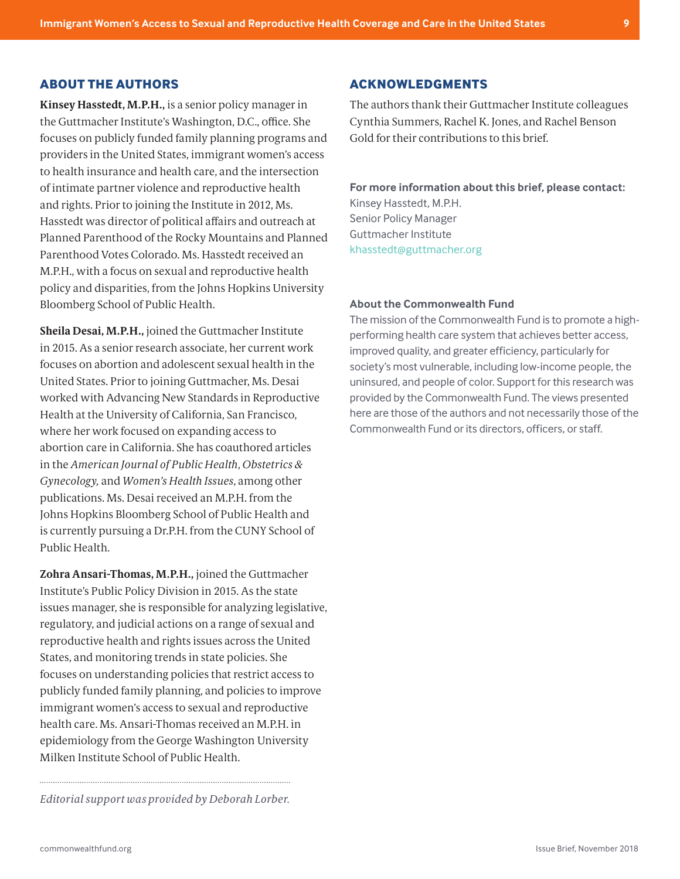## ABOUT THE AUTHORS

**Kinsey Hasstedt, M.P.H.,** is a senior policy manager in the Guttmacher Institute's Washington, D.C., office. She focuses on publicly funded family planning programs and providers in the United States, immigrant women's access to health insurance and health care, and the intersection of intimate partner violence and reproductive health and rights. Prior to joining the Institute in 2012, Ms. Hasstedt was director of political affairs and outreach at Planned Parenthood of the Rocky Mountains and Planned Parenthood Votes Colorado. Ms. Hasstedt received an M.P.H., with a focus on sexual and reproductive health policy and disparities, from the Johns Hopkins University Bloomberg School of Public Health.

**Sheila Desai, M.P.H.,** joined the Guttmacher Institute in 2015. As a senior research associate, her current work focuses on abortion and adolescent sexual health in the United States. Prior to joining Guttmacher, Ms. Desai worked with Advancing New Standards in Reproductive Health at the University of California, San Francisco, where her work focused on expanding access to abortion care in California. She has coauthored articles in the *American Journal of Public Health*, *Obstetrics & Gynecology,* and *Women's Health Issues*, among other publications. Ms. Desai received an M.P.H. from the Johns Hopkins Bloomberg School of Public Health and is currently pursuing a Dr.P.H. from the CUNY School of Public Health.

**Zohra Ansari-Thomas, M.P.H.,** joined the Guttmacher Institute's Public Policy Division in 2015. As the state issues manager, she is responsible for analyzing legislative, regulatory, and judicial actions on a range of sexual and reproductive health and rights issues across the United States, and monitoring trends in state policies. She focuses on understanding policies that restrict access to publicly funded family planning, and policies to improve immigrant women's access to sexual and reproductive health care. Ms. Ansari-Thomas received an M.P.H. in epidemiology from the George Washington University Milken Institute School of Public Health.

*Editorial support was provided by Deborah Lorber.*

## ACKNOWLEDGMENTS

The authors thank their Guttmacher Institute colleagues Cynthia Summers, Rachel K. Jones, and Rachel Benson Gold for their contributions to this brief.

**For more information about this brief, please contact:**
Kinsey Hasstedt, M.P.H.
Senior Policy Manager
Guttmacher Institute
khasstedt@guttmacher.org

**About the Commonwealth Fund**

The mission of the Commonwealth Fund is to promote a high-performing health care system that achieves better access, improved quality, and greater efficiency, particularly for society's most vulnerable, including low-income people, the uninsured, and people of color. Support for this research was provided by the Commonwealth Fund. The views presented here are those of the authors and not necessarily those of the Commonwealth Fund or its directors, officers, or staff.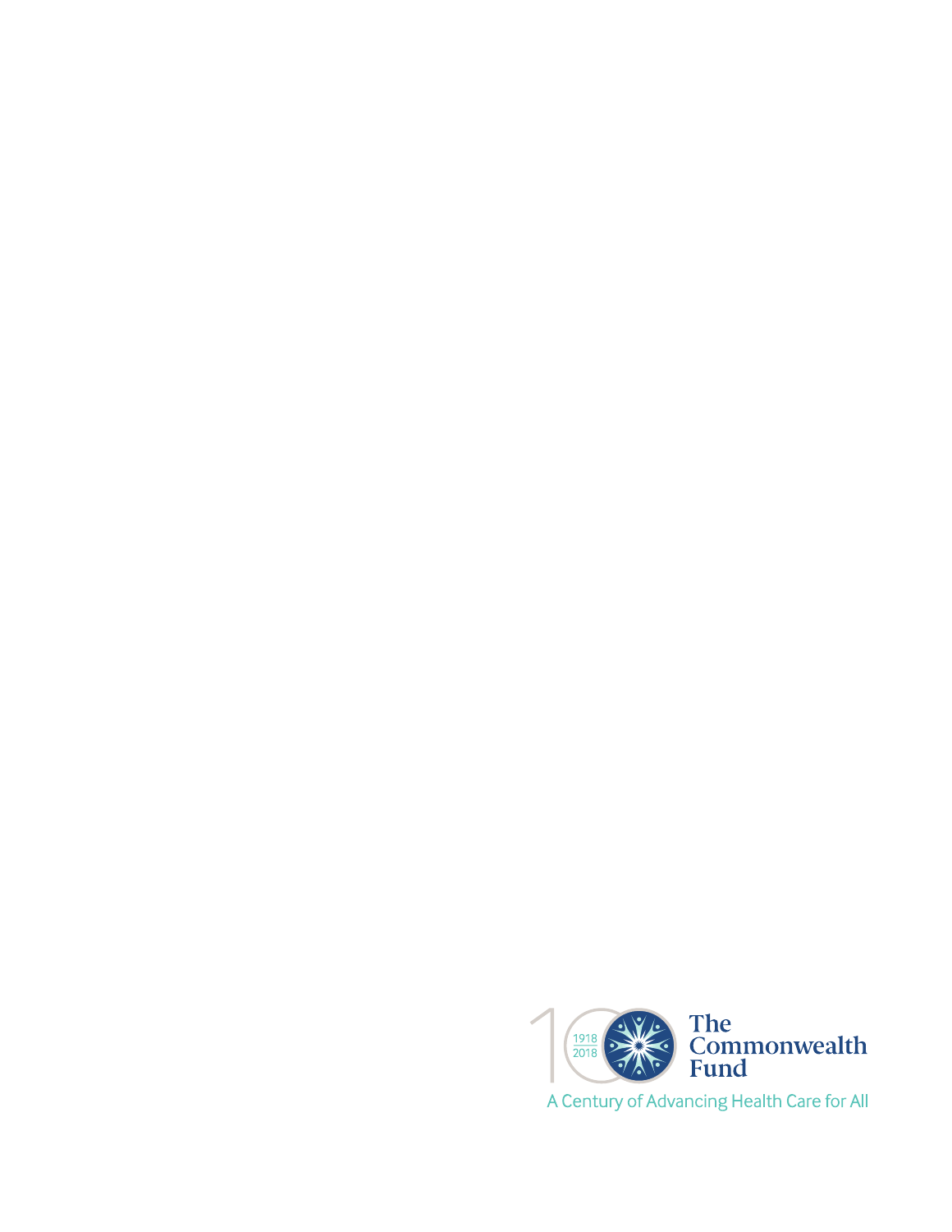1918
2018

The Commonwealth Fund

A Century of Advancing Health Care for All